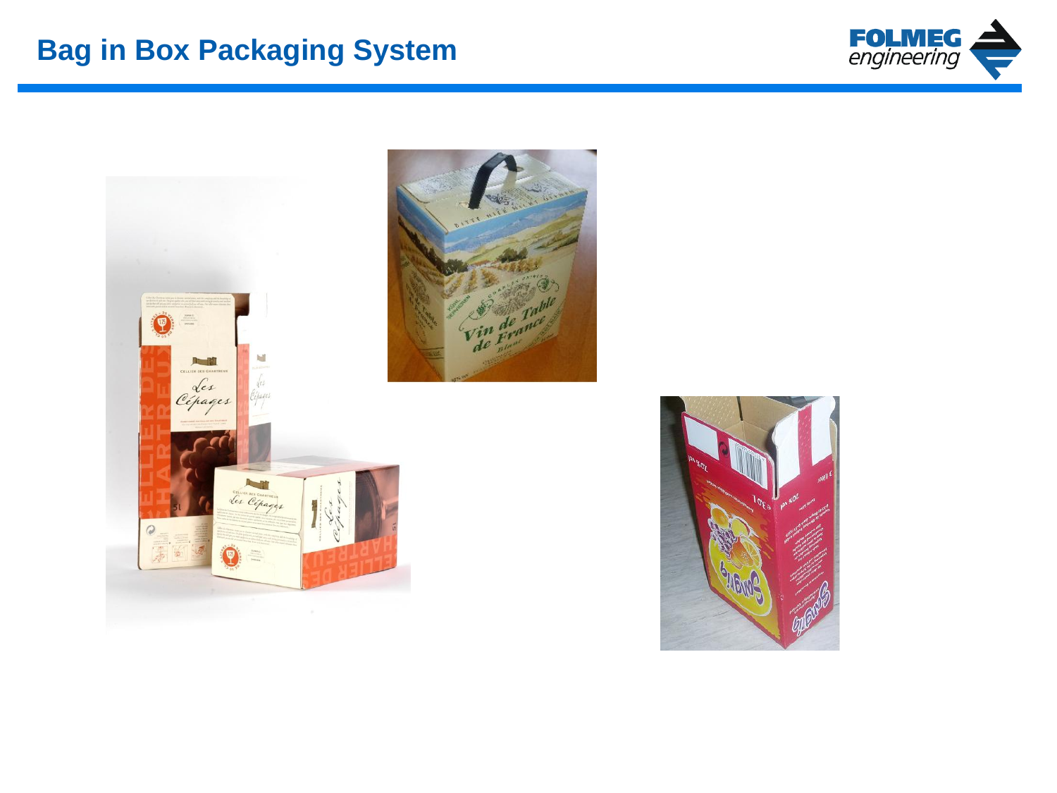# Bag in Box Packaging System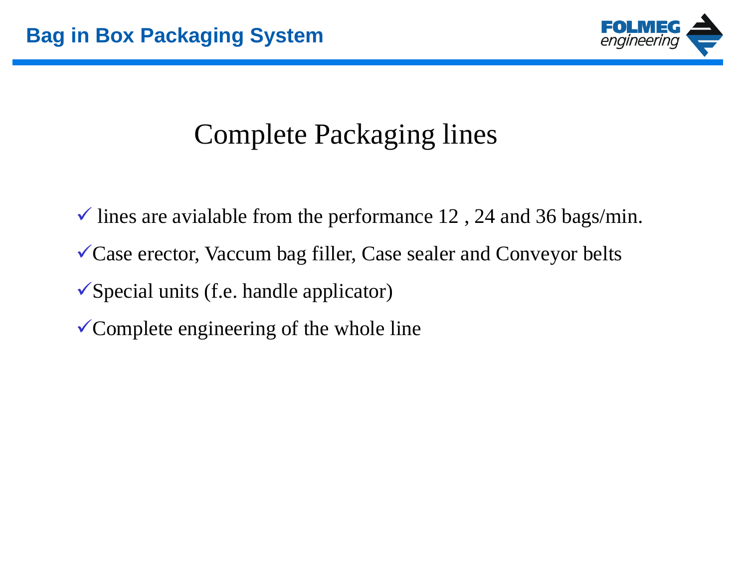# Complete Packaging lines

- ✓ lines are avialable from the performance 12 , 24 and 36 bags/min.
- ✓Case erector, Vaccum bag filler, Case sealer and Conveyor belts
- ✓Special units (f.e. handle applicator)
- ✓Complete engineering of the whole line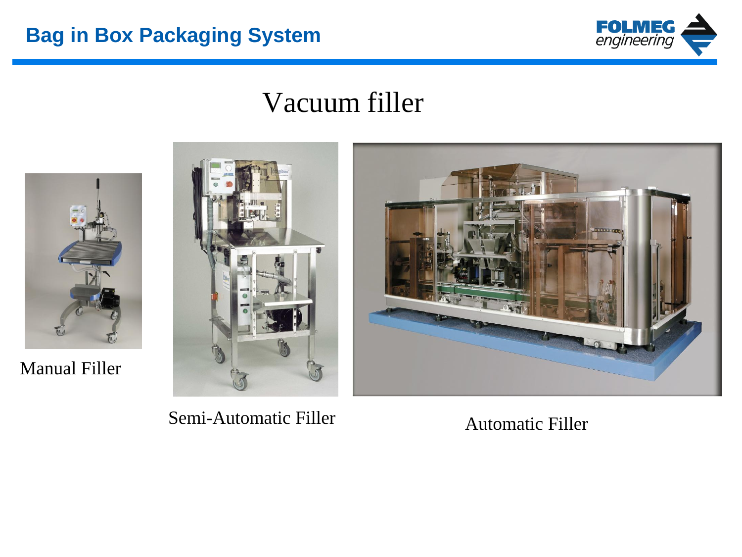# Vacuum filler

Manual Filler

Semi-Automatic Filler

Automatic Filler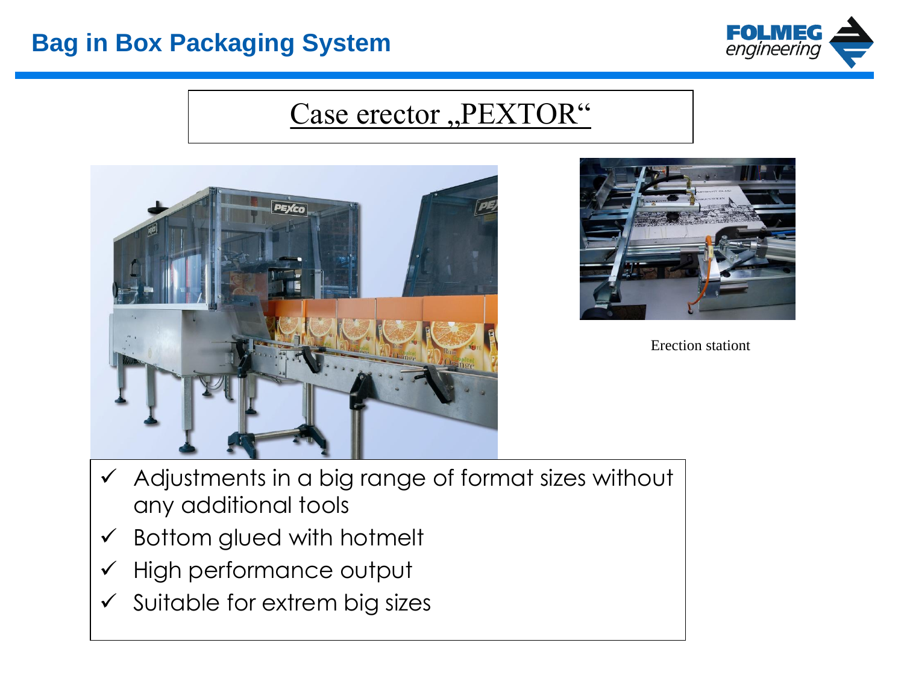## Case erector „PEXTOR“

Erection stationt

- ✓ Adjustments in a big range of format sizes without any additional tools
- ✓ Bottom glued with hotmelt
- ✓ High performance output
- ✓ Suitable for extrem big sizes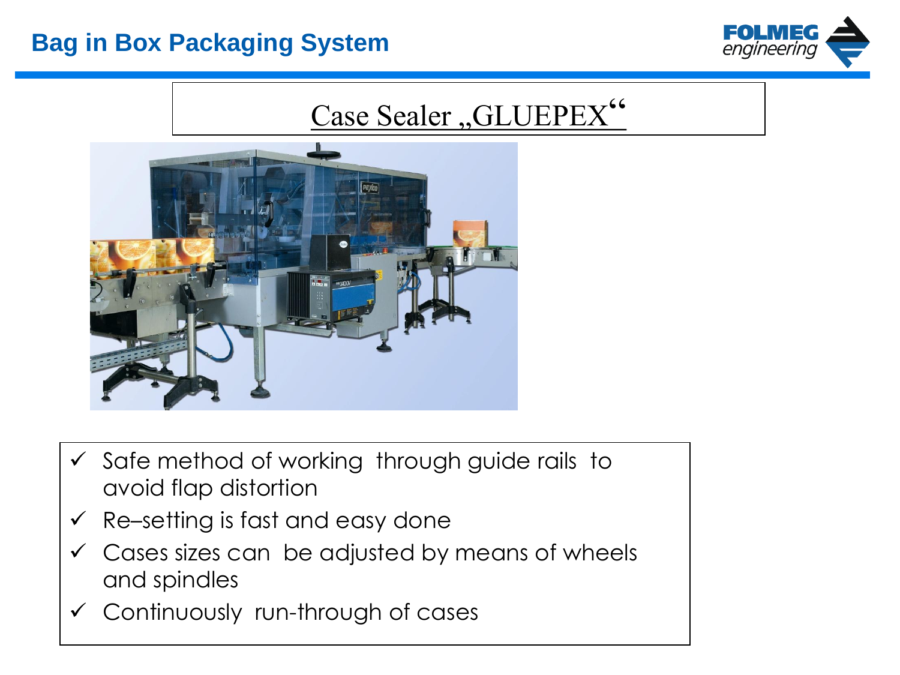# Bag in Box Packaging System

## Case Sealer „GLUEPEX“

- ✓ Safe method of working through guide rails to avoid flap distortion
- ✓ Re–setting is fast and easy done
- ✓ Cases sizes can be adjusted by means of wheels and spindles
- ✓ Continuously run-through of cases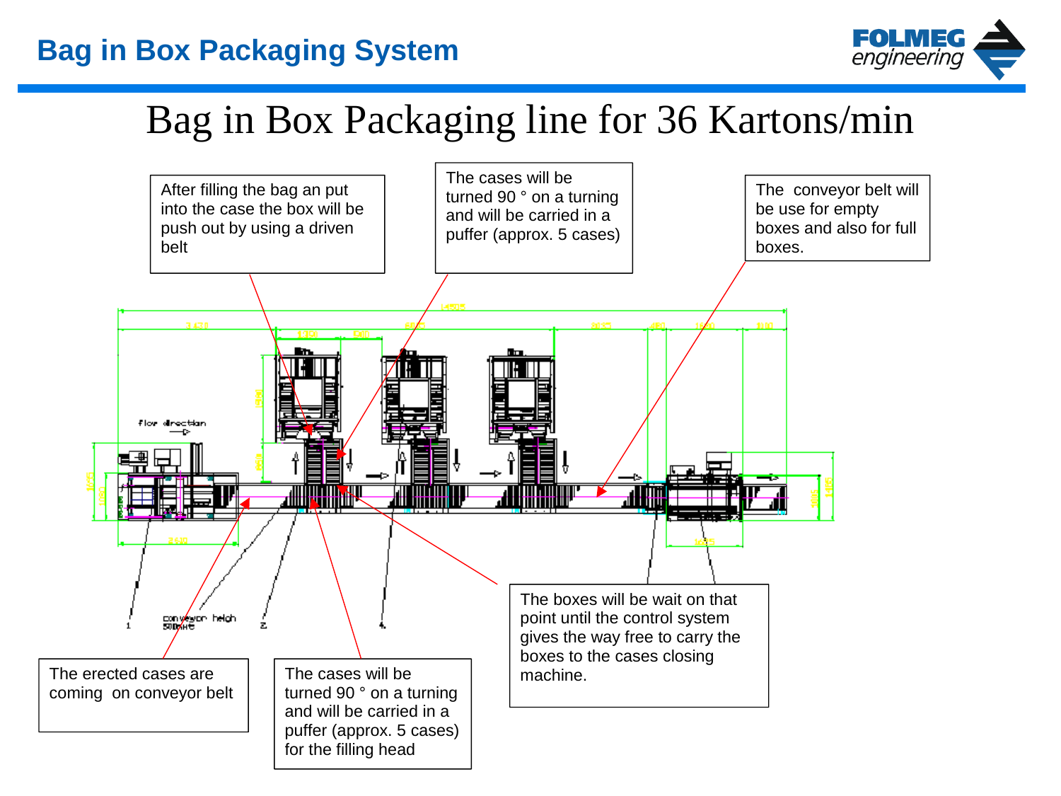# Bag in Box Packaging line for 36 Kartons/min

After filling the bag an put into the case the box will be push out by using a driven belt

The cases will be turned 90 ° on a turning and will be carried in a puffer (approx. 5 cases)

The conveyor belt will be use for empty boxes and also for full boxes.

The erected cases are coming on conveyor belt

The cases will be turned 90 ° on a turning and will be carried in a puffer (approx. 5 cases) for the filling head

The boxes will be wait on that point until the control system gives the way free to carry the boxes to the cases closing machine.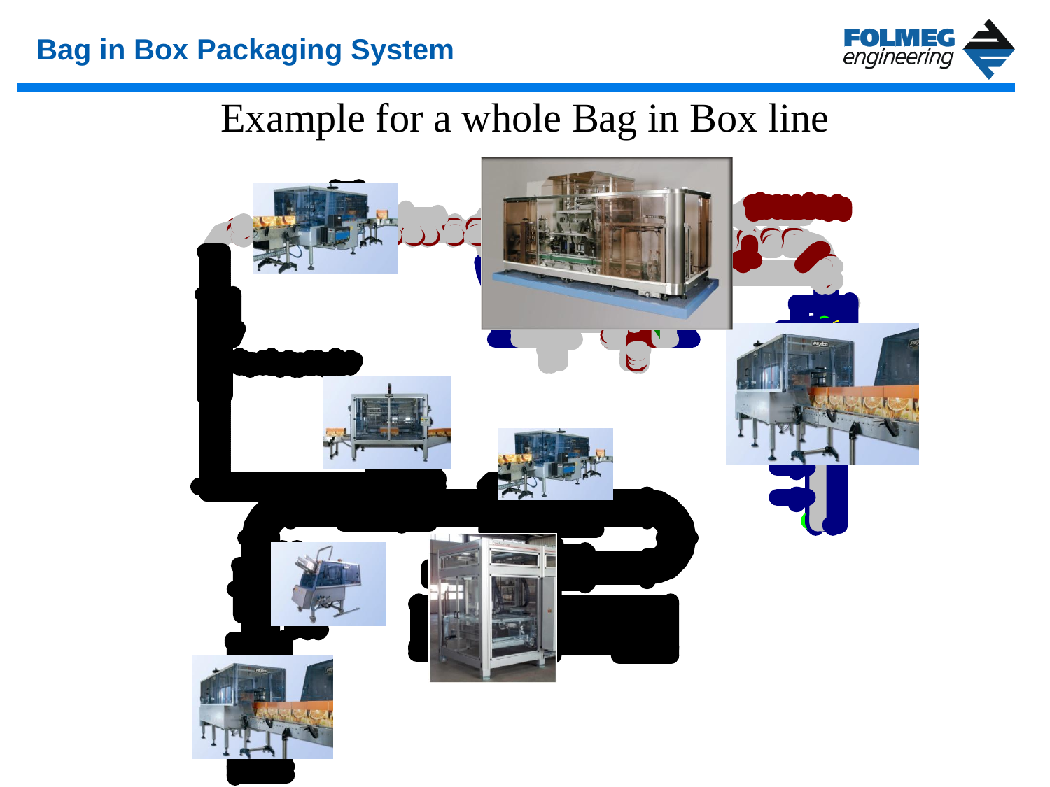# Example for a whole Bag in Box line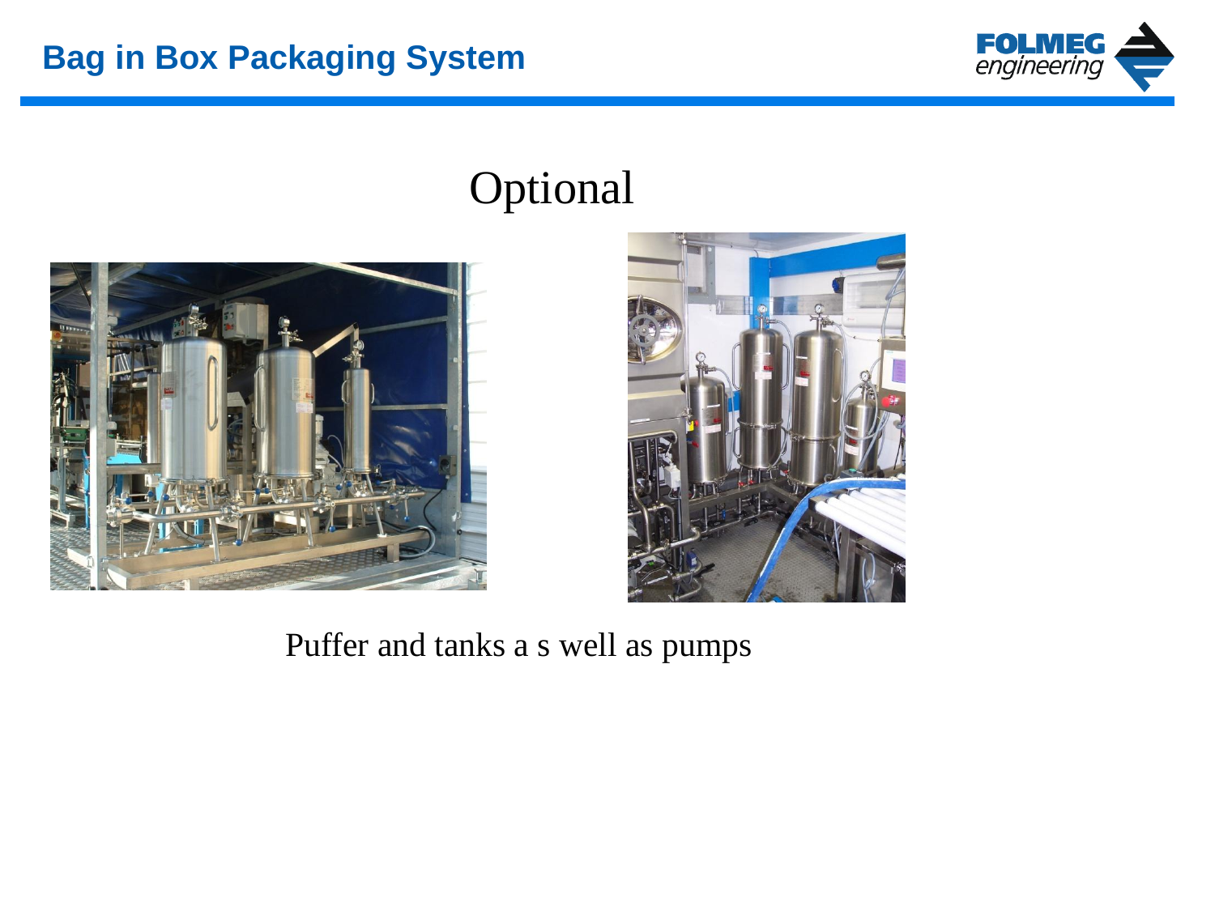## Bag in Box Packaging System

# Optional

Puffer and tanks a s well as pumps